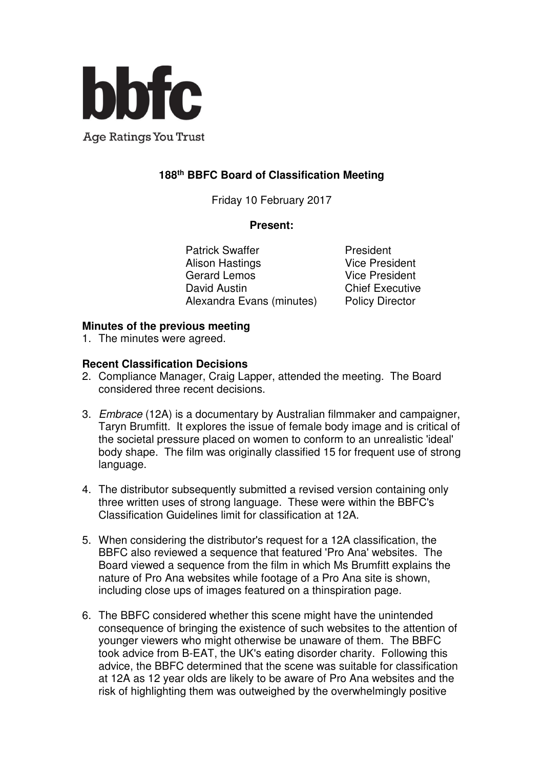bbfc

Age Ratings You Trust

## 188th BBFC Board of Classification Meeting

Friday 10 February 2017

**Present:**

| | |
|---|---|
| Patrick Swaffer | President |
| Alison Hastings | Vice President |
| Gerard Lemos | Vice President |
| David Austin | Chief Executive |
| Alexandra Evans (minutes) | Policy Director |

**Minutes of the previous meeting**

1. The minutes were agreed.

**Recent Classification Decisions**

2. Compliance Manager, Craig Lapper, attended the meeting. The Board considered three recent decisions.

3. *Embrace* (12A) is a documentary by Australian filmmaker and campaigner, Taryn Brumfitt. It explores the issue of female body image and is critical of the societal pressure placed on women to conform to an unrealistic 'ideal' body shape. The film was originally classified 15 for frequent use of strong language.

4. The distributor subsequently submitted a revised version containing only three written uses of strong language. These were within the BBFC's Classification Guidelines limit for classification at 12A.

5. When considering the distributor's request for a 12A classification, the BBFC also reviewed a sequence that featured 'Pro Ana' websites. The Board viewed a sequence from the film in which Ms Brumfitt explains the nature of Pro Ana websites while footage of a Pro Ana site is shown, including close ups of images featured on a thinspiration page.

6. The BBFC considered whether this scene might have the unintended consequence of bringing the existence of such websites to the attention of younger viewers who might otherwise be unaware of them. The BBFC took advice from B-EAT, the UK's eating disorder charity. Following this advice, the BBFC determined that the scene was suitable for classification at 12A as 12 year olds are likely to be aware of Pro Ana websites and the risk of highlighting them was outweighed by the overwhelmingly positive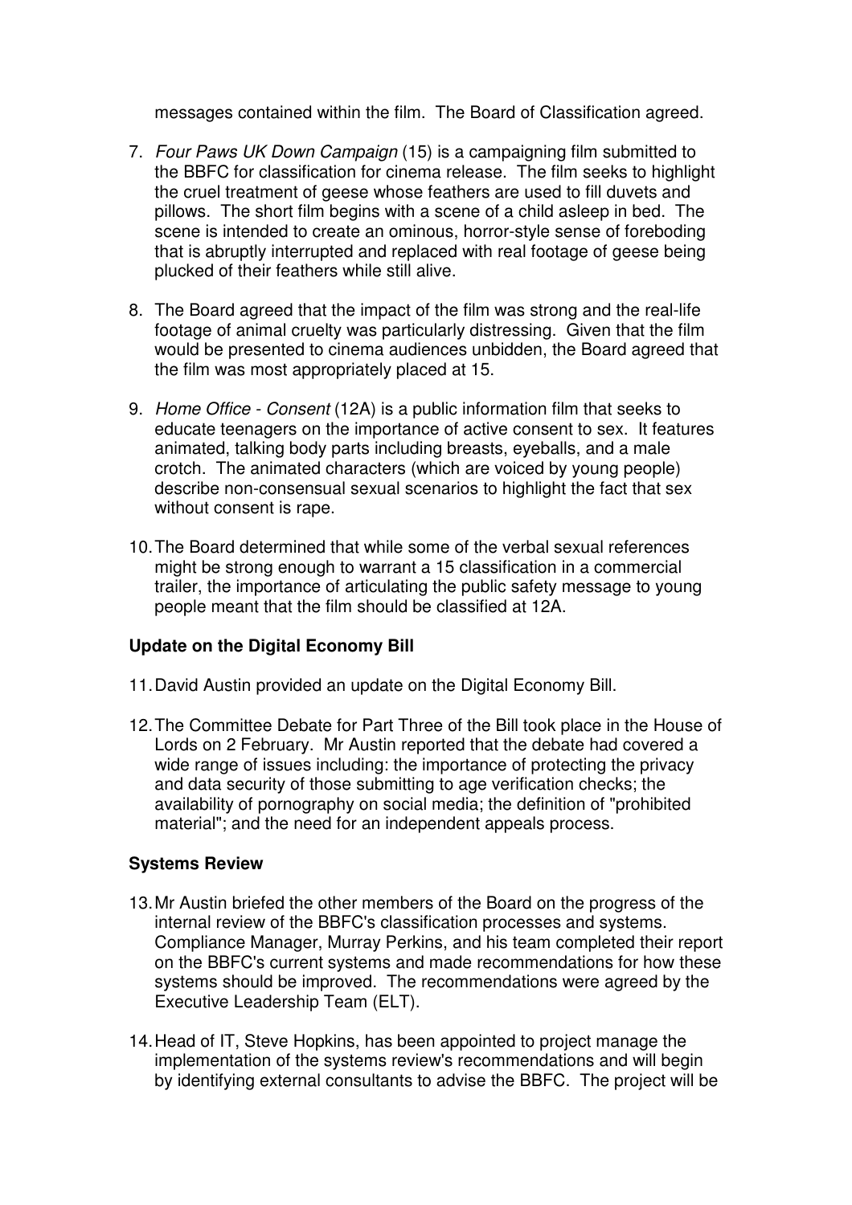messages contained within the film. The Board of Classification agreed.

7. *Four Paws UK Down Campaign* (15) is a campaigning film submitted to the BBFC for classification for cinema release. The film seeks to highlight the cruel treatment of geese whose feathers are used to fill duvets and pillows. The short film begins with a scene of a child asleep in bed. The scene is intended to create an ominous, horror-style sense of foreboding that is abruptly interrupted and replaced with real footage of geese being plucked of their feathers while still alive.

8. The Board agreed that the impact of the film was strong and the real-life footage of animal cruelty was particularly distressing. Given that the film would be presented to cinema audiences unbidden, the Board agreed that the film was most appropriately placed at 15.

9. *Home Office - Consent* (12A) is a public information film that seeks to educate teenagers on the importance of active consent to sex. It features animated, talking body parts including breasts, eyeballs, and a male crotch. The animated characters (which are voiced by young people) describe non-consensual sexual scenarios to highlight the fact that sex without consent is rape.

10. The Board determined that while some of the verbal sexual references might be strong enough to warrant a 15 classification in a commercial trailer, the importance of articulating the public safety message to young people meant that the film should be classified at 12A.

**Update on the Digital Economy Bill**

11. David Austin provided an update on the Digital Economy Bill.

12. The Committee Debate for Part Three of the Bill took place in the House of Lords on 2 February. Mr Austin reported that the debate had covered a wide range of issues including: the importance of protecting the privacy and data security of those submitting to age verification checks; the availability of pornography on social media; the definition of "prohibited material"; and the need for an independent appeals process.

**Systems Review**

13. Mr Austin briefed the other members of the Board on the progress of the internal review of the BBFC's classification processes and systems. Compliance Manager, Murray Perkins, and his team completed their report on the BBFC's current systems and made recommendations for how these systems should be improved. The recommendations were agreed by the Executive Leadership Team (ELT).

14. Head of IT, Steve Hopkins, has been appointed to project manage the implementation of the systems review's recommendations and will begin by identifying external consultants to advise the BBFC. The project will be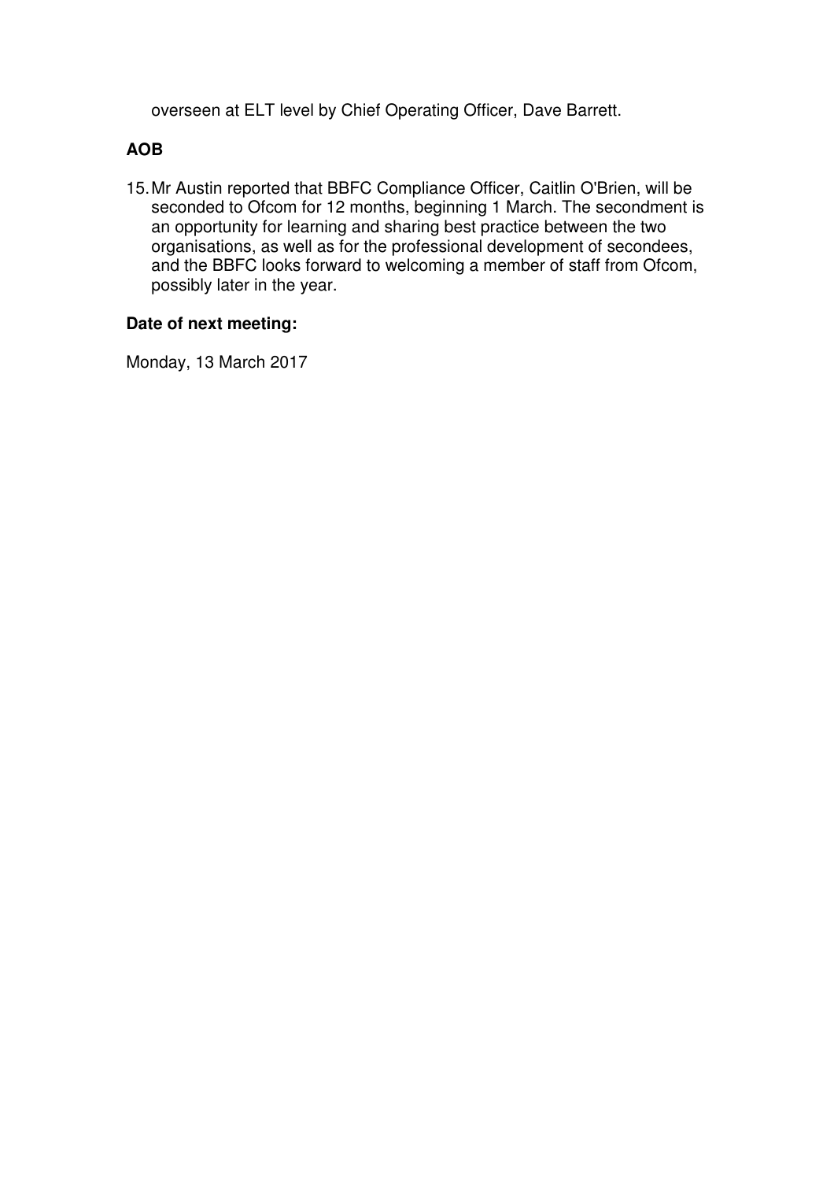overseen at ELT level by Chief Operating Officer, Dave Barrett.

**AOB**

15. Mr Austin reported that BBFC Compliance Officer, Caitlin O'Brien, will be seconded to Ofcom for 12 months, beginning 1 March. The secondment is an opportunity for learning and sharing best practice between the two organisations, as well as for the professional development of secondees, and the BBFC looks forward to welcoming a member of staff from Ofcom, possibly later in the year.

**Date of next meeting:**

Monday, 13 March 2017